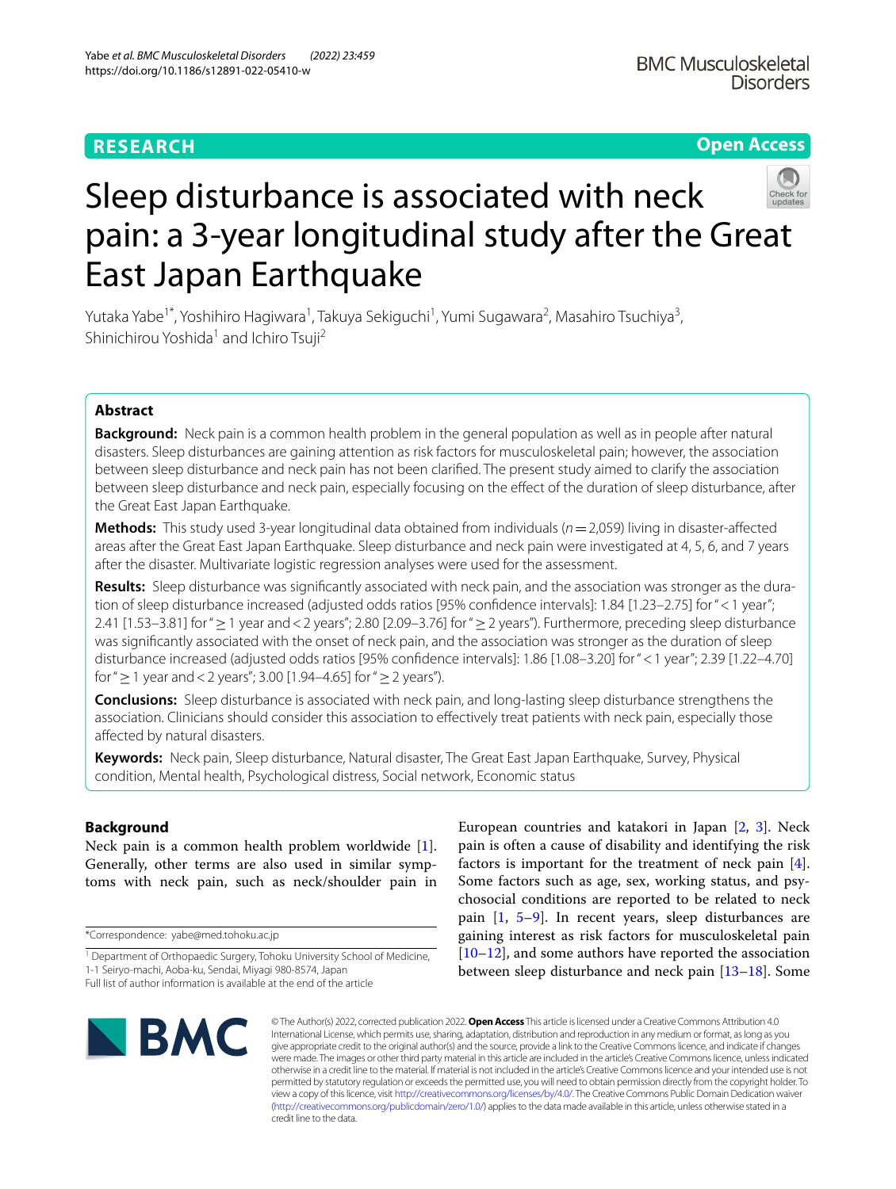RESEARCH

Open Access

# Sleep disturbance is associated with neck pain: a 3-year longitudinal study after the Great East Japan Earthquake

Yutaka Yabe[1*], Yoshihiro Hagiwara[1], Takuya Sekiguchi[1], Yumi Sugawara[2], Masahiro Tsuchiya[3], Shinichirou Yoshida[1] and Ichiro Tsuji[2]

## Abstract

**Background:** Neck pain is a common health problem in the general population as well as in people after natural disasters. Sleep disturbances are gaining attention as risk factors for musculoskeletal pain; however, the association between sleep disturbance and neck pain has not been clarified. The present study aimed to clarify the association between sleep disturbance and neck pain, especially focusing on the effect of the duration of sleep disturbance, after the Great East Japan Earthquake.

**Methods:** This study used 3-year longitudinal data obtained from individuals ($n = 2{,}059$) living in disaster-affected areas after the Great East Japan Earthquake. Sleep disturbance and neck pain were investigated at 4, 5, 6, and 7 years after the disaster. Multivariate logistic regression analyses were used for the assessment.

**Results:** Sleep disturbance was significantly associated with neck pain, and the association was stronger as the duration of sleep disturbance increased (adjusted odds ratios [95% confidence intervals]: 1.84 [1.23–2.75] for "< 1 year"; 2.41 [1.53–3.81] for "≥ 1 year and < 2 years"; 2.80 [2.09–3.76] for "≥ 2 years"). Furthermore, preceding sleep disturbance was significantly associated with the onset of neck pain, and the association was stronger as the duration of sleep disturbance increased (adjusted odds ratios [95% confidence intervals]: 1.86 [1.08–3.20] for "< 1 year"; 2.39 [1.22–4.70] for "≥ 1 year and < 2 years"; 3.00 [1.94–4.65] for "≥ 2 years").

**Conclusions:** Sleep disturbance is associated with neck pain, and long-lasting sleep disturbance strengthens the association. Clinicians should consider this association to effectively treat patients with neck pain, especially those affected by natural disasters.

**Keywords:** Neck pain, Sleep disturbance, Natural disaster, The Great East Japan Earthquake, Survey, Physical condition, Mental health, Psychological distress, Social network, Economic status

## Background

Neck pain is a common health problem worldwide [1]. Generally, other terms are also used in similar symptoms with neck pain, such as neck/shoulder pain in European countries and katakori in Japan [2, 3]. Neck pain is often a cause of disability and identifying the risk factors is important for the treatment of neck pain [4]. Some factors such as age, sex, working status, and psychosocial conditions are reported to be related to neck pain [1, 5–9]. In recent years, sleep disturbances are gaining interest as risk factors for musculoskeletal pain [10–12], and some authors have reported the association between sleep disturbance and neck pain [13–18]. Some

*Correspondence: yabe@med.tohoku.ac.jp

[1] Department of Orthopaedic Surgery, Tohoku University School of Medicine, 1-1 Seiryo-machi, Aoba-ku, Sendai, Miyagi 980-8574, Japan

Full list of author information is available at the end of the article

© The Author(s) 2022, corrected publication 2022. **Open Access** This article is licensed under a Creative Commons Attribution 4.0 International License, which permits use, sharing, adaptation, distribution and reproduction in any medium or format, as long as you give appropriate credit to the original author(s) and the source, provide a link to the Creative Commons licence, and indicate if changes were made. The images or other third party material in this article are included in the article's Creative Commons licence, unless indicated otherwise in a credit line to the material. If material is not included in the article's Creative Commons licence and your intended use is not permitted by statutory regulation or exceeds the permitted use, you will need to obtain permission directly from the copyright holder. To view a copy of this licence, visit http://creativecommons.org/licenses/by/4.0/. The Creative Commons Public Domain Dedication waiver (http://creativecommons.org/publicdomain/zero/1.0/) applies to the data made available in this article, unless otherwise stated in a credit line to the data.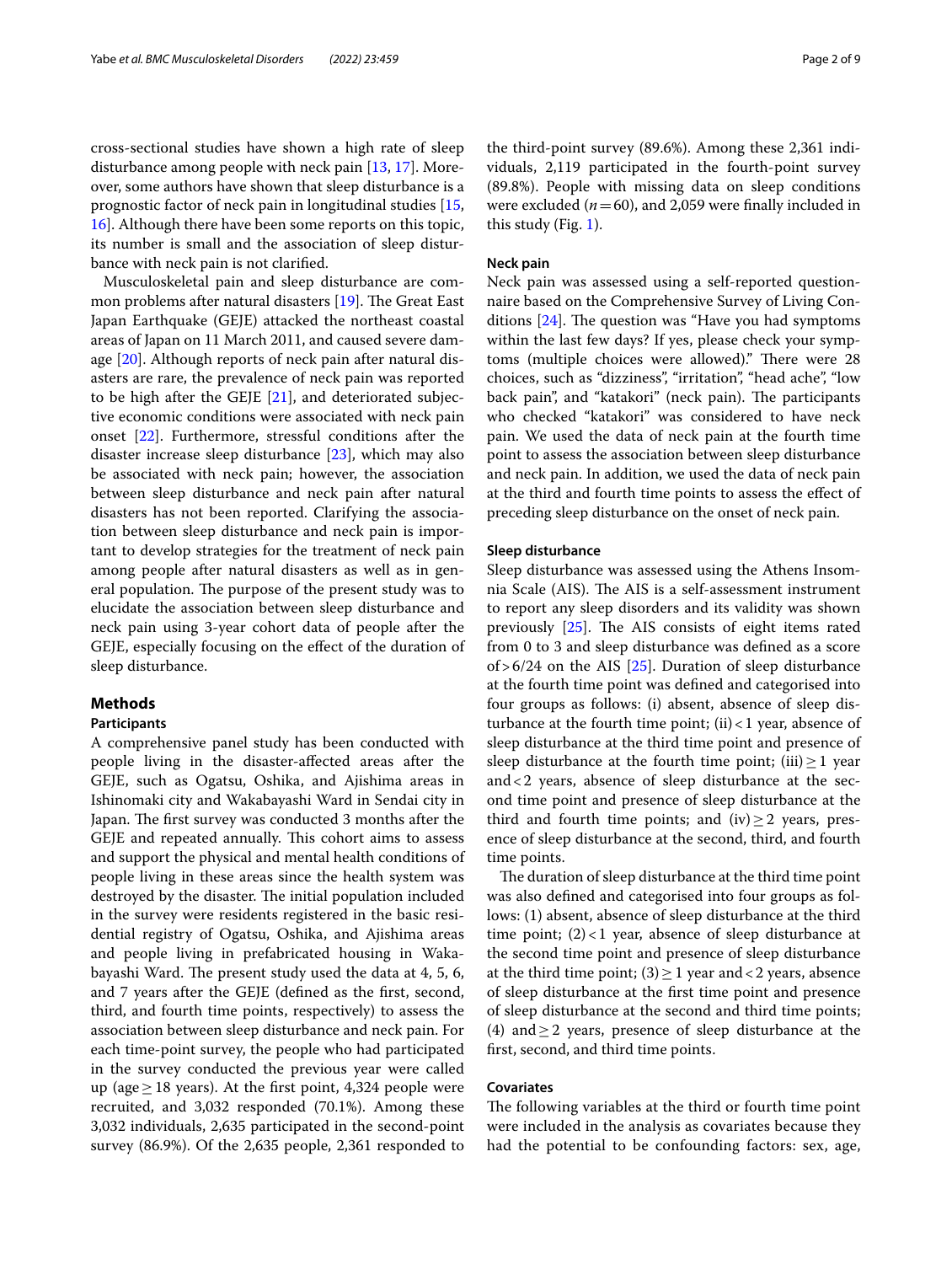cross-sectional studies have shown a high rate of sleep disturbance among people with neck pain [13, 17]. Moreover, some authors have shown that sleep disturbance is a prognostic factor of neck pain in longitudinal studies [15, 16]. Although there have been some reports on this topic, its number is small and the association of sleep disturbance with neck pain is not clarified.

Musculoskeletal pain and sleep disturbance are common problems after natural disasters [19]. The Great East Japan Earthquake (GEJE) attacked the northeast coastal areas of Japan on 11 March 2011, and caused severe damage [20]. Although reports of neck pain after natural disasters are rare, the prevalence of neck pain was reported to be high after the GEJE [21], and deteriorated subjective economic conditions were associated with neck pain onset [22]. Furthermore, stressful conditions after the disaster increase sleep disturbance [23], which may also be associated with neck pain; however, the association between sleep disturbance and neck pain after natural disasters has not been reported. Clarifying the association between sleep disturbance and neck pain is important to develop strategies for the treatment of neck pain among people after natural disasters as well as in general population. The purpose of the present study was to elucidate the association between sleep disturbance and neck pain using 3-year cohort data of people after the GEJE, especially focusing on the effect of the duration of sleep disturbance.

## Methods

### Participants

A comprehensive panel study has been conducted with people living in the disaster-affected areas after the GEJE, such as Ogatsu, Oshika, and Ajishima areas in Ishinomaki city and Wakabayashi Ward in Sendai city in Japan. The first survey was conducted 3 months after the GEJE and repeated annually. This cohort aims to assess and support the physical and mental health conditions of people living in these areas since the health system was destroyed by the disaster. The initial population included in the survey were residents registered in the basic residential registry of Ogatsu, Oshika, and Ajishima areas and people living in prefabricated housing in Wakabayashi Ward. The present study used the data at 4, 5, 6, and 7 years after the GEJE (defined as the first, second, third, and fourth time points, respectively) to assess the association between sleep disturbance and neck pain. For each time-point survey, the people who had participated in the survey conducted the previous year were called up (age ≥ 18 years). At the first point, 4,324 people were recruited, and 3,032 responded (70.1%). Among these 3,032 individuals, 2,635 participated in the second-point survey (86.9%). Of the 2,635 people, 2,361 responded to the third-point survey (89.6%). Among these 2,361 individuals, 2,119 participated in the fourth-point survey (89.8%). People with missing data on sleep conditions were excluded ($n = 60$), and 2,059 were finally included in this study (Fig. 1).

### Neck pain

Neck pain was assessed using a self-reported questionnaire based on the Comprehensive Survey of Living Conditions [24]. The question was "Have you had symptoms within the last few days? If yes, please check your symptoms (multiple choices were allowed)." There were 28 choices, such as "dizziness", "irritation", "head ache", "low back pain", and "katakori" (neck pain). The participants who checked "katakori" was considered to have neck pain. We used the data of neck pain at the fourth time point to assess the association between sleep disturbance and neck pain. In addition, we used the data of neck pain at the third and fourth time points to assess the effect of preceding sleep disturbance on the onset of neck pain.

### Sleep disturbance

Sleep disturbance was assessed using the Athens Insomnia Scale (AIS). The AIS is a self-assessment instrument to report any sleep disorders and its validity was shown previously [25]. The AIS consists of eight items rated from 0 to 3 and sleep disturbance was defined as a score of > 6/24 on the AIS [25]. Duration of sleep disturbance at the fourth time point was defined and categorised into four groups as follows: (i) absent, absence of sleep disturbance at the fourth time point; (ii) < 1 year, absence of sleep disturbance at the third time point and presence of sleep disturbance at the fourth time point; (iii) ≥ 1 year and < 2 years, absence of sleep disturbance at the second time point and presence of sleep disturbance at the third and fourth time points; and (iv) ≥ 2 years, presence of sleep disturbance at the second, third, and fourth time points.

The duration of sleep disturbance at the third time point was also defined and categorised into four groups as follows: (1) absent, absence of sleep disturbance at the third time point; (2) < 1 year, absence of sleep disturbance at the second time point and presence of sleep disturbance at the third time point; (3) ≥ 1 year and < 2 years, absence of sleep disturbance at the first time point and presence of sleep disturbance at the second and third time points; (4) and ≥ 2 years, presence of sleep disturbance at the first, second, and third time points.

### Covariates

The following variables at the third or fourth time point were included in the analysis as covariates because they had the potential to be confounding factors: sex, age,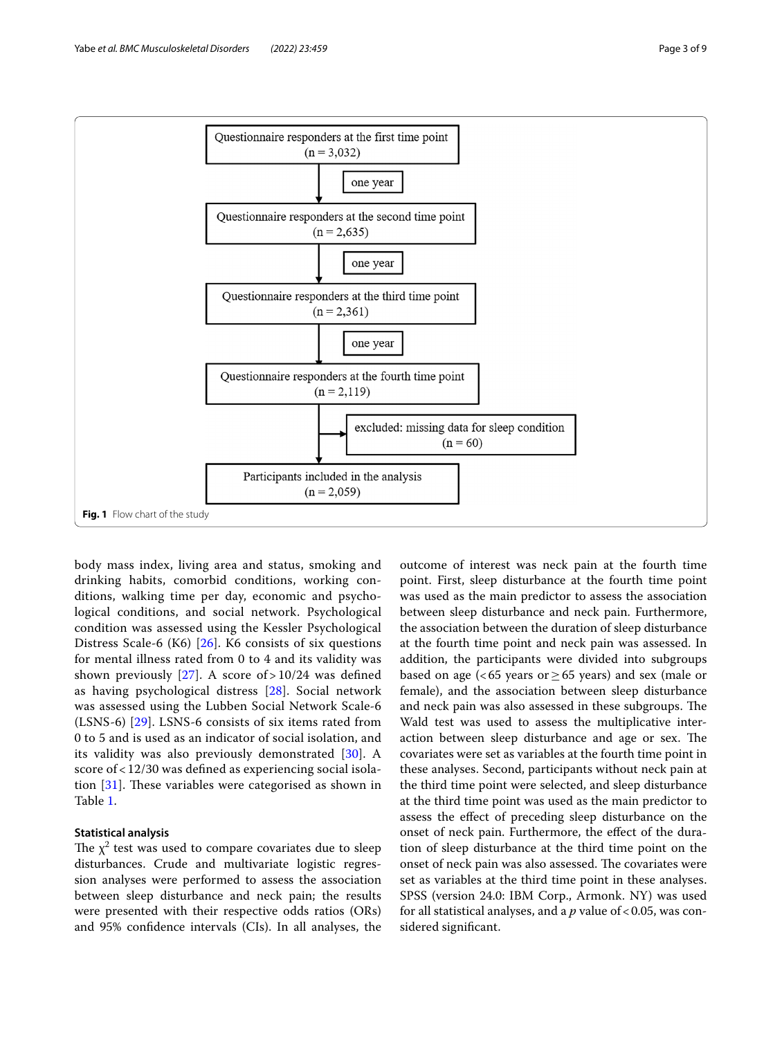Questionnaire responders at the first time point (n = 3,032)

↓ one year

Questionnaire responders at the second time point (n = 2,635)

↓ one year

Questionnaire responders at the third time point (n = 2,361)

↓ one year

Questionnaire responders at the fourth time point (n = 2,119)

→ excluded: missing data for sleep condition (n = 60)

Participants included in the analysis (n = 2,059)

**Fig. 1** Flow chart of the study

body mass index, living area and status, smoking and drinking habits, comorbid conditions, working conditions, walking time per day, economic and psychological conditions, and social network. Psychological condition was assessed using the Kessler Psychological Distress Scale-6 (K6) [26]. K6 consists of six questions for mental illness rated from 0 to 4 and its validity was shown previously [27]. A score of > 10/24 was defined as having psychological distress [28]. Social network was assessed using the Lubben Social Network Scale-6 (LSNS-6) [29]. LSNS-6 consists of six items rated from 0 to 5 and is used as an indicator of social isolation, and its validity was also previously demonstrated [30]. A score of < 12/30 was defined as experiencing social isolation [31]. These variables were categorised as shown in Table 1.

### Statistical analysis

The $\chi^2$ test was used to compare covariates due to sleep disturbances. Crude and multivariate logistic regression analyses were performed to assess the association between sleep disturbance and neck pain; the results were presented with their respective odds ratios (ORs) and 95% confidence intervals (CIs). In all analyses, the outcome of interest was neck pain at the fourth time point. First, sleep disturbance at the fourth time point was used as the main predictor to assess the association between sleep disturbance and neck pain. Furthermore, the association between the duration of sleep disturbance at the fourth time point and neck pain was assessed. In addition, the participants were divided into subgroups based on age (< 65 years or ≥ 65 years) and sex (male or female), and the association between sleep disturbance and neck pain was also assessed in these subgroups. The Wald test was used to assess the multiplicative interaction between sleep disturbance and age or sex. The covariates were set as variables at the fourth time point in these analyses. Second, participants without neck pain at the third time point were selected, and sleep disturbance at the third time point was used as the main predictor to assess the effect of preceding sleep disturbance on the onset of neck pain. Furthermore, the effect of the duration of sleep disturbance at the third time point on the onset of neck pain was also assessed. The covariates were set as variables at the third time point in these analyses. SPSS (version 24.0: IBM Corp., Armonk. NY) was used for all statistical analyses, and a $p$ value of < 0.05, was considered significant.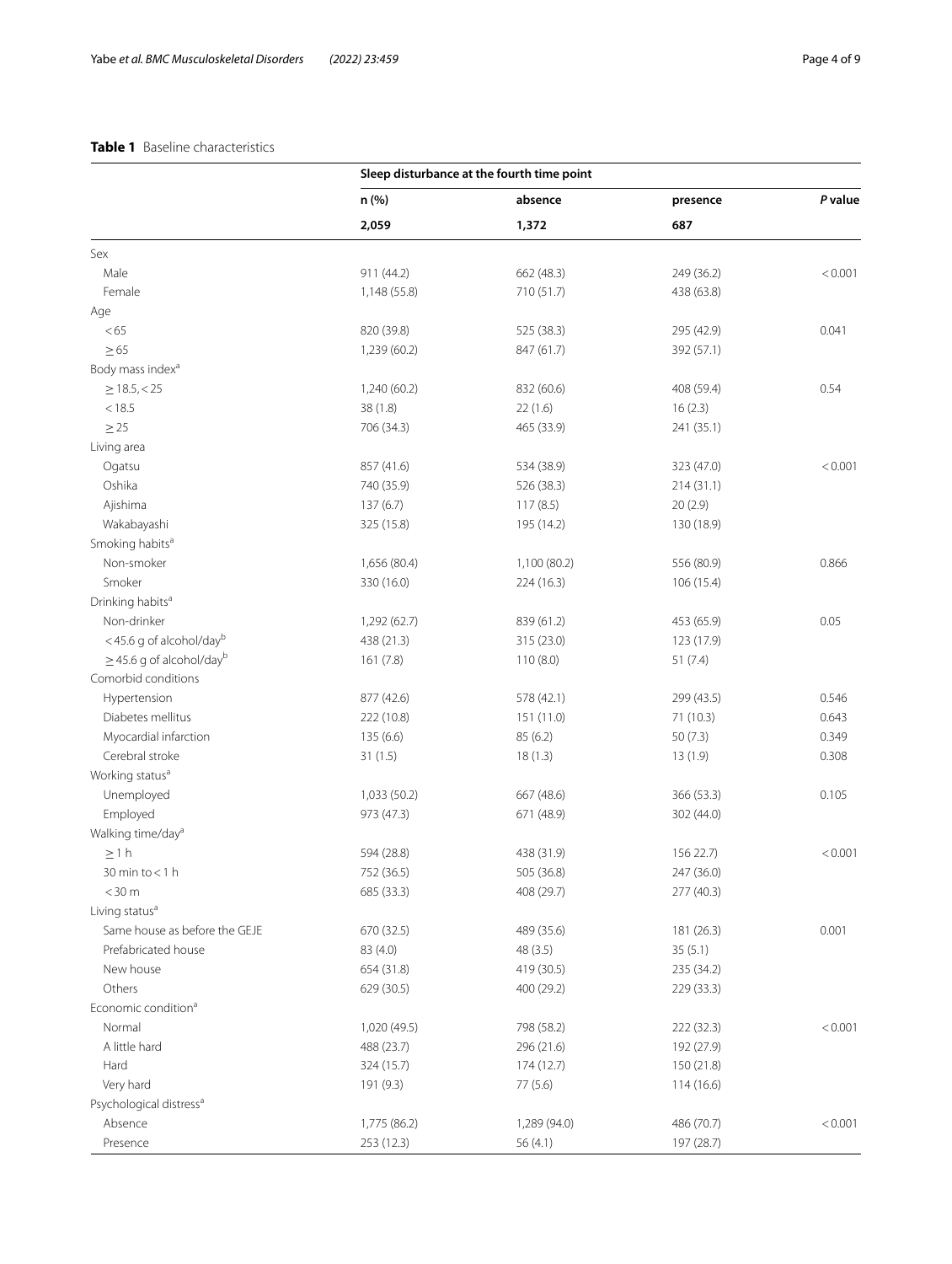**Table 1** Baseline characteristics

| | Sleep disturbance at the fourth time point | | | |
|---|---|---|---|---|
| | **n (%)** | **absence** | **presence** | ***P* value** |
| | **2,059** | **1,372** | **687** | |
| Sex | | | | |
| Male | 911 (44.2) | 662 (48.3) | 249 (36.2) | < 0.001 |
| Female | 1,148 (55.8) | 710 (51.7) | 438 (63.8) | |
| Age | | | | |
| < 65 | 820 (39.8) | 525 (38.3) | 295 (42.9) | 0.041 |
| ≥ 65 | 1,239 (60.2) | 847 (61.7) | 392 (57.1) | |
| Body mass index[a] | | | | |
| ≥ 18.5, < 25 | 1,240 (60.2) | 832 (60.6) | 408 (59.4) | 0.54 |
| < 18.5 | 38 (1.8) | 22 (1.6) | 16 (2.3) | |
| ≥ 25 | 706 (34.3) | 465 (33.9) | 241 (35.1) | |
| Living area | | | | |
| Ogatsu | 857 (41.6) | 534 (38.9) | 323 (47.0) | < 0.001 |
| Oshika | 740 (35.9) | 526 (38.3) | 214 (31.1) | |
| Ajishima | 137 (6.7) | 117 (8.5) | 20 (2.9) | |
| Wakabayashi | 325 (15.8) | 195 (14.2) | 130 (18.9) | |
| Smoking habits[a] | | | | |
| Non-smoker | 1,656 (80.4) | 1,100 (80.2) | 556 (80.9) | 0.866 |
| Smoker | 330 (16.0) | 224 (16.3) | 106 (15.4) | |
| Drinking habits[a] | | | | |
| Non-drinker | 1,292 (62.7) | 839 (61.2) | 453 (65.9) | 0.05 |
| < 45.6 g of alcohol/day[b] | 438 (21.3) | 315 (23.0) | 123 (17.9) | |
| ≥ 45.6 g of alcohol/day[b] | 161 (7.8) | 110 (8.0) | 51 (7.4) | |
| Comorbid conditions | | | | |
| Hypertension | 877 (42.6) | 578 (42.1) | 299 (43.5) | 0.546 |
| Diabetes mellitus | 222 (10.8) | 151 (11.0) | 71 (10.3) | 0.643 |
| Myocardial infarction | 135 (6.6) | 85 (6.2) | 50 (7.3) | 0.349 |
| Cerebral stroke | 31 (1.5) | 18 (1.3) | 13 (1.9) | 0.308 |
| Working status[a] | | | | |
| Unemployed | 1,033 (50.2) | 667 (48.6) | 366 (53.3) | 0.105 |
| Employed | 973 (47.3) | 671 (48.9) | 302 (44.0) | |
| Walking time/day[a] | | | | |
| ≥ 1 h | 594 (28.8) | 438 (31.9) | 156 22.7) | < 0.001 |
| 30 min to < 1 h | 752 (36.5) | 505 (36.8) | 247 (36.0) | |
| < 30 m | 685 (33.3) | 408 (29.7) | 277 (40.3) | |
| Living status[a] | | | | |
| Same house as before the GEJE | 670 (32.5) | 489 (35.6) | 181 (26.3) | 0.001 |
| Prefabricated house | 83 (4.0) | 48 (3.5) | 35 (5.1) | |
| New house | 654 (31.8) | 419 (30.5) | 235 (34.2) | |
| Others | 629 (30.5) | 400 (29.2) | 229 (33.3) | |
| Economic condition[a] | | | | |
| Normal | 1,020 (49.5) | 798 (58.2) | 222 (32.3) | < 0.001 |
| A little hard | 488 (23.7) | 296 (21.6) | 192 (27.9) | |
| Hard | 324 (15.7) | 174 (12.7) | 150 (21.8) | |
| Very hard | 191 (9.3) | 77 (5.6) | 114 (16.6) | |
| Psychological distress[a] | | | | |
| Absence | 1,775 (86.2) | 1,289 (94.0) | 486 (70.7) | < 0.001 |
| Presence | 253 (12.3) | 56 (4.1) | 197 (28.7) | |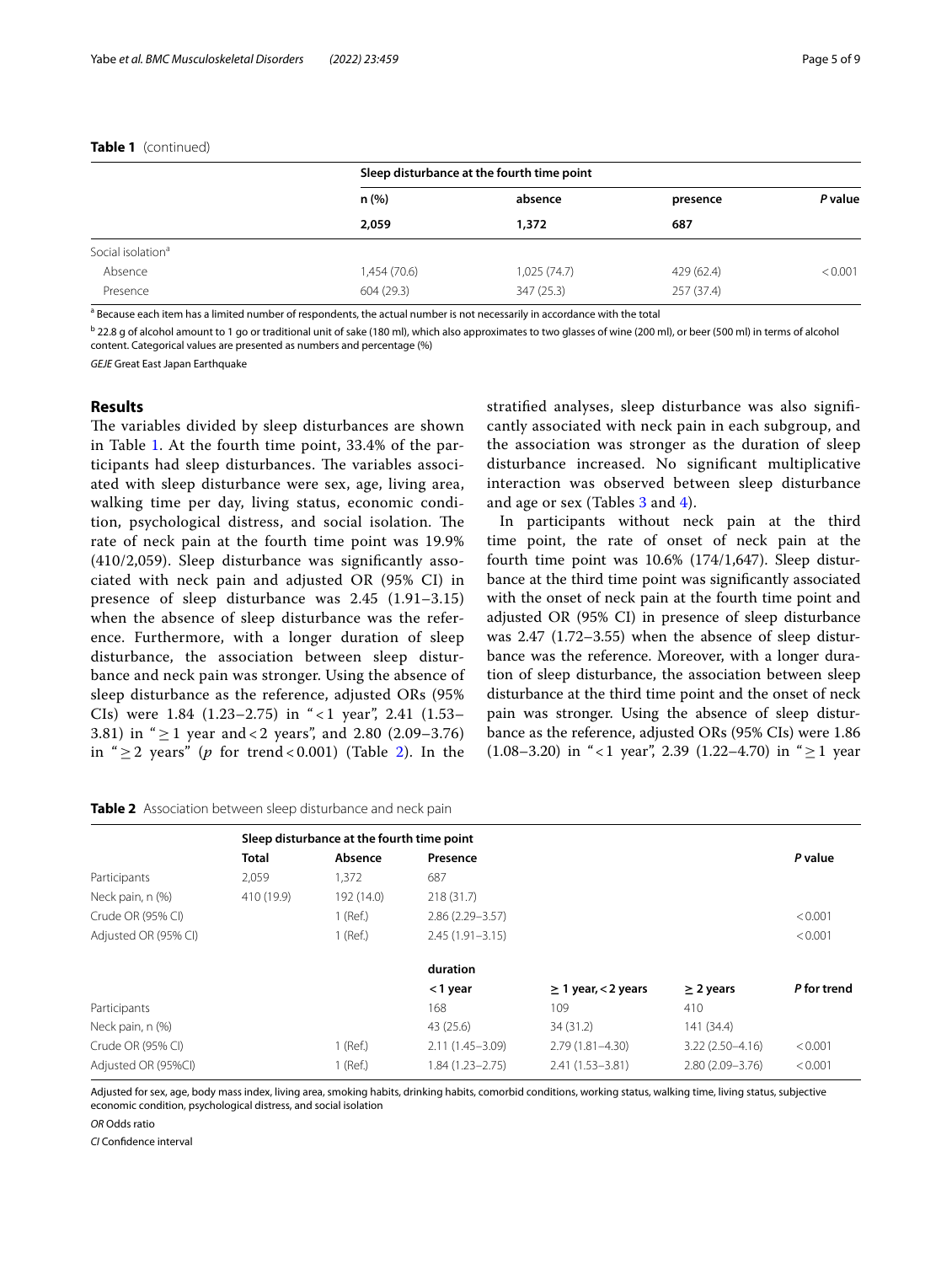**Table 1** (continued)

| | Sleep disturbance at the fourth time point | | | |
|---|---|---|---|---|
| | n (%) | absence | presence | *P* value |
| | 2,059 | 1,372 | 687 | |
| Social isolation[a] | | | | |
| Absence | 1,454 (70.6) | 1,025 (74.7) | 429 (62.4) | < 0.001 |
| Presence | 604 (29.3) | 347 (25.3) | 257 (37.4) | |

[a] Because each item has a limited number of respondents, the actual number is not necessarily in accordance with the total

[b] 22.8 g of alcohol amount to 1 go or traditional unit of sake (180 ml), which also approximates to two glasses of wine (200 ml), or beer (500 ml) in terms of alcohol content. Categorical values are presented as numbers and percentage (%)

*GEJE* Great East Japan Earthquake

## Results

The variables divided by sleep disturbances are shown in Table 1. At the fourth time point, 33.4% of the participants had sleep disturbances. The variables associated with sleep disturbance were sex, age, living area, walking time per day, living status, economic condition, psychological distress, and social isolation. The rate of neck pain at the fourth time point was 19.9% (410/2,059). Sleep disturbance was significantly associated with neck pain and adjusted OR (95% CI) in presence of sleep disturbance was 2.45 (1.91–3.15) when the absence of sleep disturbance was the reference. Furthermore, with a longer duration of sleep disturbance, the association between sleep disturbance and neck pain was stronger. Using the absence of sleep disturbance as the reference, adjusted ORs (95% CIs) were 1.84 (1.23–2.75) in "< 1 year", 2.41 (1.53–3.81) in "≥ 1 year and < 2 years", and 2.80 (2.09–3.76) in "≥ 2 years" (*p* for trend < 0.001) (Table 2). In the stratified analyses, sleep disturbance was also significantly associated with neck pain in each subgroup, and the association was stronger as the duration of sleep disturbance increased. No significant multiplicative interaction was observed between sleep disturbance and age or sex (Tables 3 and 4).

In participants without neck pain at the third time point, the rate of onset of neck pain at the fourth time point was 10.6% (174/1,647). Sleep disturbance at the third time point was significantly associated with the onset of neck pain at the fourth time point and adjusted OR (95% CI) in presence of sleep disturbance was 2.47 (1.72–3.55) when the absence of sleep disturbance was the reference. Moreover, with a longer duration of sleep disturbance, the association between sleep disturbance at the third time point and the onset of neck pain was stronger. Using the absence of sleep disturbance as the reference, adjusted ORs (95% CIs) were 1.86 (1.08–3.20) in "< 1 year", 2.39 (1.22–4.70) in "≥ 1 year

**Table 2** Association between sleep disturbance and neck pain

| | Sleep disturbance at the fourth time point | | | | | |
|---|---|---|---|---|---|---|
| | Total | Absence | Presence | | | *P* value |
| Participants | 2,059 | 1,372 | 687 | | | |
| Neck pain, n (%) | 410 (19.9) | 192 (14.0) | 218 (31.7) | | | |
| Crude OR (95% CI) | | 1 (Ref.) | 2.86 (2.29–3.57) | | | < 0.001 |
| Adjusted OR (95% CI) | | 1 (Ref.) | 2.45 (1.91–3.15) | | | < 0.001 |
| | | | duration | | | |
| | | | < 1 year | ≥ 1 year, < 2 years | ≥ 2 years | *P* for trend |
| Participants | | | 168 | 109 | 410 | |
| Neck pain, n (%) | | | 43 (25.6) | 34 (31.2) | 141 (34.4) | |
| Crude OR (95% CI) | | 1 (Ref.) | 2.11 (1.45–3.09) | 2.79 (1.81–4.30) | 3.22 (2.50–4.16) | < 0.001 |
| Adjusted OR (95%CI) | | 1 (Ref.) | 1.84 (1.23–2.75) | 2.41 (1.53–3.81) | 2.80 (2.09–3.76) | < 0.001 |

Adjusted for sex, age, body mass index, living area, smoking habits, drinking habits, comorbid conditions, working status, walking time, living status, subjective economic condition, psychological distress, and social isolation

*OR* Odds ratio

*CI* Confidence interval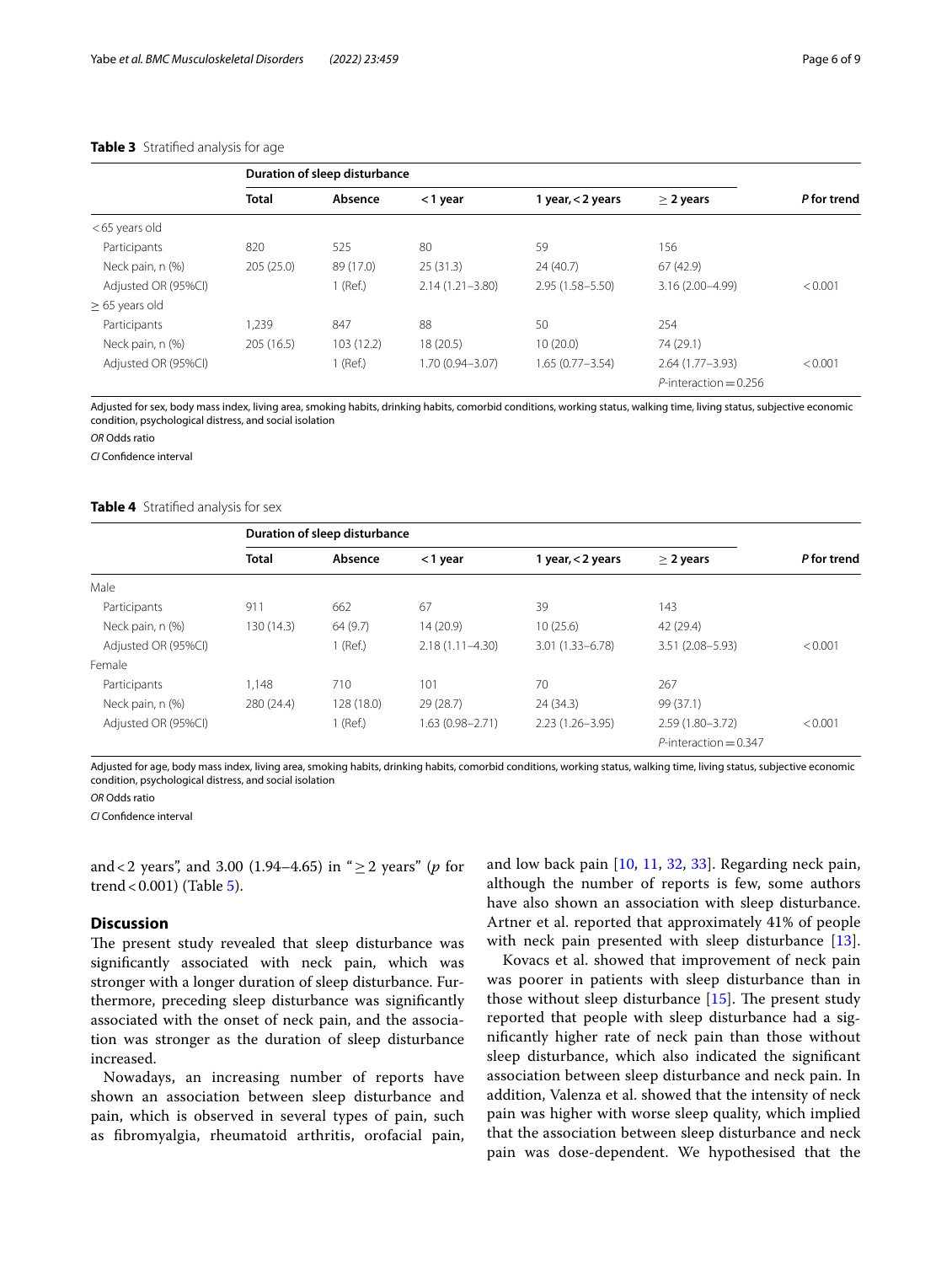**Table 3** Stratified analysis for age

| | Duration of sleep disturbance | | | | | |
|---|---|---|---|---|---|---|
| | **Total** | **Absence** | **< 1 year** | **1 year, < 2 years** | **≥ 2 years** | ***P* for trend** |
| < 65 years old | | | | | | |
| Participants | 820 | 525 | 80 | 59 | 156 | |
| Neck pain, n (%) | 205 (25.0) | 89 (17.0) | 25 (31.3) | 24 (40.7) | 67 (42.9) | |
| Adjusted OR (95%CI) | | 1 (Ref.) | 2.14 (1.21–3.80) | 2.95 (1.58–5.50) | 3.16 (2.00–4.99) | < 0.001 |
| ≥ 65 years old | | | | | | |
| Participants | 1,239 | 847 | 88 | 50 | 254 | |
| Neck pain, n (%) | 205 (16.5) | 103 (12.2) | 18 (20.5) | 10 (20.0) | 74 (29.1) | |
| Adjusted OR (95%CI) | | 1 (Ref.) | 1.70 (0.94–3.07) | 1.65 (0.77–3.54) | 2.64 (1.77–3.93) | < 0.001 |
| | | | | | *P*-interaction = 0.256 | |

Adjusted for sex, body mass index, living area, smoking habits, drinking habits, comorbid conditions, working status, walking time, living status, subjective economic condition, psychological distress, and social isolation

*OR* Odds ratio

*CI* Confidence interval

**Table 4** Stratified analysis for sex

| | Duration of sleep disturbance | | | | | |
|---|---|---|---|---|---|---|
| | **Total** | **Absence** | **< 1 year** | **1 year, < 2 years** | **≥ 2 years** | ***P* for trend** |
| Male | | | | | | |
| Participants | 911 | 662 | 67 | 39 | 143 | |
| Neck pain, n (%) | 130 (14.3) | 64 (9.7) | 14 (20.9) | 10 (25.6) | 42 (29.4) | |
| Adjusted OR (95%CI) | | 1 (Ref.) | 2.18 (1.11–4.30) | 3.01 (1.33–6.78) | 3.51 (2.08–5.93) | < 0.001 |
| Female | | | | | | |
| Participants | 1,148 | 710 | 101 | 70 | 267 | |
| Neck pain, n (%) | 280 (24.4) | 128 (18.0) | 29 (28.7) | 24 (34.3) | 99 (37.1) | |
| Adjusted OR (95%CI) | | 1 (Ref.) | 1.63 (0.98–2.71) | 2.23 (1.26–3.95) | 2.59 (1.80–3.72) | < 0.001 |
| | | | | | *P*-interaction = 0.347 | |

Adjusted for age, body mass index, living area, smoking habits, drinking habits, comorbid conditions, working status, walking time, living status, subjective economic condition, psychological distress, and social isolation

*OR* Odds ratio

*CI* Confidence interval

and < 2 years", and 3.00 (1.94–4.65) in "≥ 2 years" (*p* for trend < 0.001) (Table 5).

## Discussion

The present study revealed that sleep disturbance was significantly associated with neck pain, which was stronger with a longer duration of sleep disturbance. Furthermore, preceding sleep disturbance was significantly associated with the onset of neck pain, and the association was stronger as the duration of sleep disturbance increased.

Nowadays, an increasing number of reports have shown an association between sleep disturbance and pain, which is observed in several types of pain, such as fibromyalgia, rheumatoid arthritis, orofacial pain, and low back pain [10, 11, 32, 33]. Regarding neck pain, although the number of reports is few, some authors have also shown an association with sleep disturbance. Artner et al. reported that approximately 41% of people with neck pain presented with sleep disturbance [13].

Kovacs et al. showed that improvement of neck pain was poorer in patients with sleep disturbance than in those without sleep disturbance [15]. The present study reported that people with sleep disturbance had a significantly higher rate of neck pain than those without sleep disturbance, which also indicated the significant association between sleep disturbance and neck pain. In addition, Valenza et al. showed that the intensity of neck pain was higher with worse sleep quality, which implied that the association between sleep disturbance and neck pain was dose-dependent. We hypothesised that the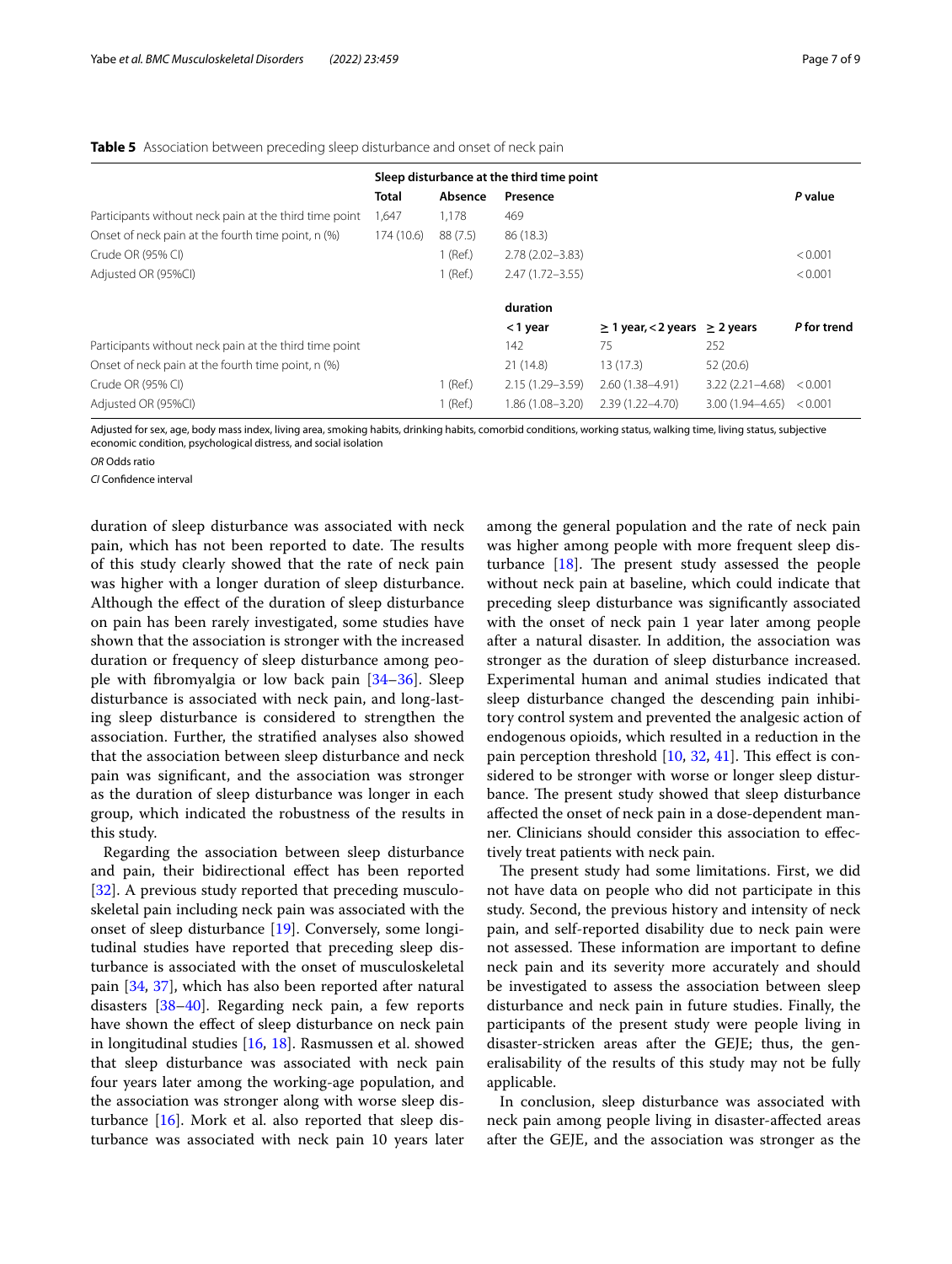**Table 5** Association between preceding sleep disturbance and onset of neck pain

| | Sleep disturbance at the third time point | | | | | |
|---|---|---|---|---|---|---|
| | **Total** | **Absence** | **Presence** | | | ***P* value** |
| Participants without neck pain at the third time point | 1,647 | 1,178 | 469 | | | |
| Onset of neck pain at the fourth time point, n (%) | 174 (10.6) | 88 (7.5) | 86 (18.3) | | | |
| Crude OR (95% CI) | | 1 (Ref.) | 2.78 (2.02–3.83) | | | < 0.001 |
| Adjusted OR (95%CI) | | 1 (Ref.) | 2.47 (1.72–3.55) | | | < 0.001 |
| | | | **duration** | | | |
| | | | **< 1 year** | **≥ 1 year, < 2 years** | **≥ 2 years** | ***P* for trend** |
| Participants without neck pain at the third time point | | | 142 | 75 | 252 | |
| Onset of neck pain at the fourth time point, n (%) | | | 21 (14.8) | 13 (17.3) | 52 (20.6) | |
| Crude OR (95% CI) | | 1 (Ref.) | 2.15 (1.29–3.59) | 2.60 (1.38–4.91) | 3.22 (2.21–4.68) | < 0.001 |
| Adjusted OR (95%CI) | | 1 (Ref.) | 1.86 (1.08–3.20) | 2.39 (1.22–4.70) | 3.00 (1.94–4.65) | < 0.001 |

Adjusted for sex, age, body mass index, living area, smoking habits, drinking habits, comorbid conditions, working status, walking time, living status, subjective economic condition, psychological distress, and social isolation

*OR* Odds ratio

*CI* Confidence interval

duration of sleep disturbance was associated with neck pain, which has not been reported to date. The results of this study clearly showed that the rate of neck pain was higher with a longer duration of sleep disturbance. Although the effect of the duration of sleep disturbance on pain has been rarely investigated, some studies have shown that the association is stronger with the increased duration or frequency of sleep disturbance among people with fibromyalgia or low back pain [34–36]. Sleep disturbance is associated with neck pain, and long-lasting sleep disturbance is considered to strengthen the association. Further, the stratified analyses also showed that the association between sleep disturbance and neck pain was significant, and the association was stronger as the duration of sleep disturbance was longer in each group, which indicated the robustness of the results in this study.

Regarding the association between sleep disturbance and pain, their bidirectional effect has been reported [32]. A previous study reported that preceding musculoskeletal pain including neck pain was associated with the onset of sleep disturbance [19]. Conversely, some longitudinal studies have reported that preceding sleep disturbance is associated with the onset of musculoskeletal pain [34, 37], which has also been reported after natural disasters [38–40]. Regarding neck pain, a few reports have shown the effect of sleep disturbance on neck pain in longitudinal studies [16, 18]. Rasmussen et al. showed that sleep disturbance was associated with neck pain four years later among the working-age population, and the association was stronger along with worse sleep disturbance [16]. Mork et al. also reported that sleep disturbance was associated with neck pain 10 years later among the general population and the rate of neck pain was higher among people with more frequent sleep disturbance [18]. The present study assessed the people without neck pain at baseline, which could indicate that preceding sleep disturbance was significantly associated with the onset of neck pain 1 year later among people after a natural disaster. In addition, the association was stronger as the duration of sleep disturbance increased. Experimental human and animal studies indicated that sleep disturbance changed the descending pain inhibitory control system and prevented the analgesic action of endogenous opioids, which resulted in a reduction in the pain perception threshold [10, 32, 41]. This effect is considered to be stronger with worse or longer sleep disturbance. The present study showed that sleep disturbance affected the onset of neck pain in a dose-dependent manner. Clinicians should consider this association to effectively treat patients with neck pain.

The present study had some limitations. First, we did not have data on people who did not participate in this study. Second, the previous history and intensity of neck pain, and self-reported disability due to neck pain were not assessed. These information are important to define neck pain and its severity more accurately and should be investigated to assess the association between sleep disturbance and neck pain in future studies. Finally, the participants of the present study were people living in disaster-stricken areas after the GEJE; thus, the generalisability of the results of this study may not be fully applicable.

In conclusion, sleep disturbance was associated with neck pain among people living in disaster-affected areas after the GEJE, and the association was stronger as the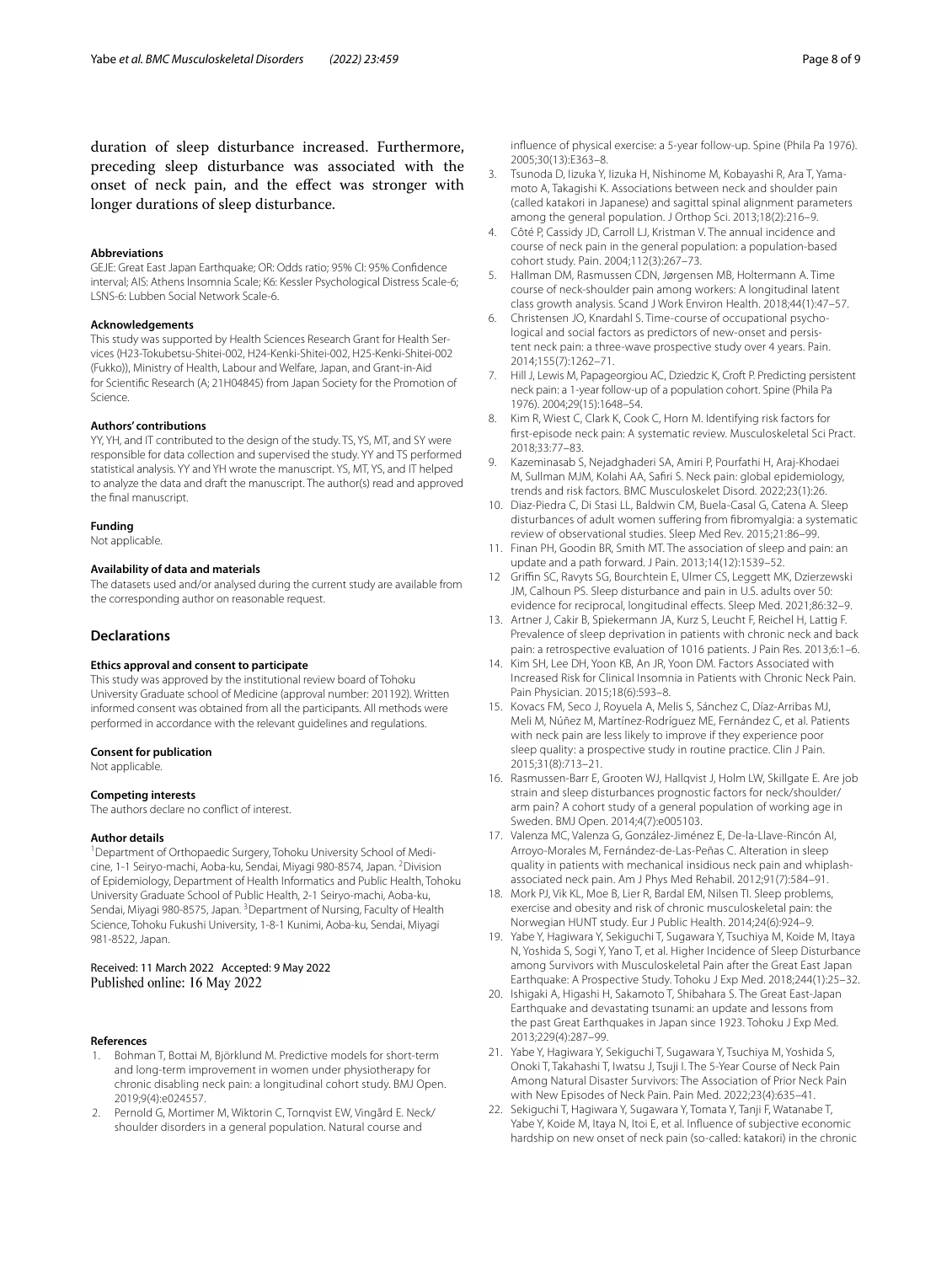duration of sleep disturbance increased. Furthermore, preceding sleep disturbance was associated with the onset of neck pain, and the effect was stronger with longer durations of sleep disturbance.

#### Abbreviations

GEJE: Great East Japan Earthquake; OR: Odds ratio; 95% CI: 95% Confidence interval; AIS: Athens Insomnia Scale; K6: Kessler Psychological Distress Scale-6; LSNS-6: Lubben Social Network Scale-6.

#### Acknowledgements

This study was supported by Health Sciences Research Grant for Health Services (H23-Tokubetsu-Shitei-002, H24-Kenki-Shitei-002, H25-Kenki-Shitei-002 (Fukko)), Ministry of Health, Labour and Welfare, Japan, and Grant-in-Aid for Scientific Research (A; 21H04845) from Japan Society for the Promotion of Science.

#### Authors' contributions

YY, YH, and IT contributed to the design of the study. TS, YS, MT, and SY were responsible for data collection and supervised the study. YY and TS performed statistical analysis. YY and YH wrote the manuscript. YS, MT, YS, and IT helped to analyze the data and draft the manuscript. The author(s) read and approved the final manuscript.

#### Funding

Not applicable.

#### Availability of data and materials

The datasets used and/or analysed during the current study are available from the corresponding author on reasonable request.

## Declarations

#### Ethics approval and consent to participate

This study was approved by the institutional review board of Tohoku University Graduate school of Medicine (approval number: 201192). Written informed consent was obtained from all the participants. All methods were performed in accordance with the relevant guidelines and regulations.

#### Consent for publication

Not applicable.

#### Competing interests

The authors declare no conflict of interest.

#### Author details

[1]Department of Orthopaedic Surgery, Tohoku University School of Medicine, 1-1 Seiryo-machi, Aoba-ku, Sendai, Miyagi 980-8574, Japan. [2]Division of Epidemiology, Department of Health Informatics and Public Health, Tohoku University Graduate School of Public Health, 2-1 Seiryo-machi, Aoba-ku, Sendai, Miyagi 980-8575, Japan. [3]Department of Nursing, Faculty of Health Science, Tohoku Fukushi University, 1-8-1 Kunimi, Aoba-ku, Sendai, Miyagi 981-8522, Japan.

Received: 11 March 2022 Accepted: 9 May 2022
Published online: 16 May 2022

#### References

1. Bohman T, Bottai M, Björklund M. Predictive models for short-term and long-term improvement in women under physiotherapy for chronic disabling neck pain: a longitudinal cohort study. BMJ Open. 2019;9(4):e024557.
2. Pernold G, Mortimer M, Wiktorin C, Tornqvist EW, Vingård E. Neck/shoulder disorders in a general population. Natural course and influence of physical exercise: a 5-year follow-up. Spine (Phila Pa 1976). 2005;30(13):E363–8.
3. Tsunoda D, Iizuka Y, Iizuka H, Nishinome M, Kobayashi R, Ara T, Yamamoto A, Takagishi K. Associations between neck and shoulder pain (called katakori in Japanese) and sagittal spinal alignment parameters among the general population. J Orthop Sci. 2013;18(2):216–9.
4. Côté P, Cassidy JD, Carroll LJ, Kristman V. The annual incidence and course of neck pain in the general population: a population-based cohort study. Pain. 2004;112(3):267–73.
5. Hallman DM, Rasmussen CDN, Jørgensen MB, Holtermann A. Time course of neck-shoulder pain among workers: A longitudinal latent class growth analysis. Scand J Work Environ Health. 2018;44(1):47–57.
6. Christensen JO, Knardahl S. Time-course of occupational psychological and social factors as predictors of new-onset and persistent neck pain: a three-wave prospective study over 4 years. Pain. 2014;155(7):1262–71.
7. Hill J, Lewis M, Papageorgiou AC, Dziedzic K, Croft P. Predicting persistent neck pain: a 1-year follow-up of a population cohort. Spine (Phila Pa 1976). 2004;29(15):1648–54.
8. Kim R, Wiest C, Clark K, Cook C, Horn M. Identifying risk factors for first-episode neck pain: A systematic review. Musculoskelet Sci Pract. 2018;33:77–83.
9. Kazeminasab S, Nejadghaderi SA, Amiri P, Pourfathi H, Araj-Khodaei M, Sullman MJM, Kolahi AA, Safiri S. Neck pain: global epidemiology, trends and risk factors. BMC Musculoskelet Disord. 2022;23(1):26.
10. Diaz-Piedra C, Di Stasi LL, Baldwin CM, Buela-Casal G, Catena A. Sleep disturbances of adult women suffering from fibromyalgia: a systematic review of observational studies. Sleep Med Rev. 2015;21:86–99.
11. Finan PH, Goodin BR, Smith MT. The association of sleep and pain: an update and a path forward. J Pain. 2013;14(12):1539–52.
12. Griffin SC, Ravyts SG, Bourchtein E, Ulmer CS, Leggett MK, Dzierzewski JM, Calhoun PS. Sleep disturbance and pain in U.S. adults over 50: evidence for reciprocal, longitudinal effects. Sleep Med. 2021;86:32–9.
13. Artner J, Cakir B, Spiekermann JA, Kurz S, Leucht F, Reichel H, Lattig F. Prevalence of sleep deprivation in patients with chronic neck and back pain: a retrospective evaluation of 1016 patients. J Pain Res. 2013;6:1–6.
14. Kim SH, Lee DH, Yoon KB, An JR, Yoon DM. Factors Associated with Increased Risk for Clinical Insomnia in Patients with Chronic Neck Pain. Pain Physician. 2015;18(6):593–8.
15. Kovacs FM, Seco J, Royuela A, Melis S, Sánchez C, Díaz-Arribas MJ, Meli M, Núñez M, Martínez-Rodríguez ME, Fernández C, et al. Patients with neck pain are less likely to improve if they experience poor sleep quality: a prospective study in routine practice. Clin J Pain. 2015;31(8):713–21.
16. Rasmussen-Barr E, Grooten WJ, Hallqvist J, Holm LW, Skillgate E. Are job strain and sleep disturbances prognostic factors for neck/shoulder/arm pain? A cohort study of a general population of working age in Sweden. BMJ Open. 2014;4(7):e005103.
17. Valenza MC, Valenza G, González-Jiménez E, De-la-Llave-Rincón AI, Arroyo-Morales M, Fernández-de-Las-Peñas C. Alteration in sleep quality in patients with mechanical insidious neck pain and whiplash-associated neck pain. Am J Phys Med Rehabil. 2012;91(7):584–91.
18. Mork PJ, Vik KL, Moe B, Lier R, Bardal EM, Nilsen TI. Sleep problems, exercise and obesity and risk of chronic musculoskeletal pain: the Norwegian HUNT study. Eur J Public Health. 2014;24(6):924–9.
19. Yabe Y, Hagiwara Y, Sekiguchi T, Sugawara Y, Tsuchiya M, Koide M, Itaya N, Yoshida S, Sogi Y, Yano T, et al. Higher Incidence of Sleep Disturbance among Survivors with Musculoskeletal Pain after the Great East Japan Earthquake: A Prospective Study. Tohoku J Exp Med. 2018;244(1):25–32.
20. Ishigaki A, Higashi H, Sakamoto T, Shibahara S. The Great East-Japan Earthquake and devastating tsunami: an update and lessons from the past Great Earthquakes in Japan since 1923. Tohoku J Exp Med. 2013;229(4):287–99.
21. Yabe Y, Hagiwara Y, Sekiguchi T, Sugawara Y, Tsuchiya M, Yoshida S, Onoki T, Takahashi T, Iwatsu J, Tsuji I. The 5-Year Course of Neck Pain Among Natural Disaster Survivors: The Association of Prior Neck Pain with New Episodes of Neck Pain. Pain Med. 2022;23(4):635–41.
22. Sekiguchi T, Hagiwara Y, Sugawara Y, Tomata Y, Tanji F, Watanabe T, Yabe Y, Koide M, Itaya N, Itoi E, et al. Influence of subjective economic hardship on new onset of neck pain (so-called: katakori) in the chronic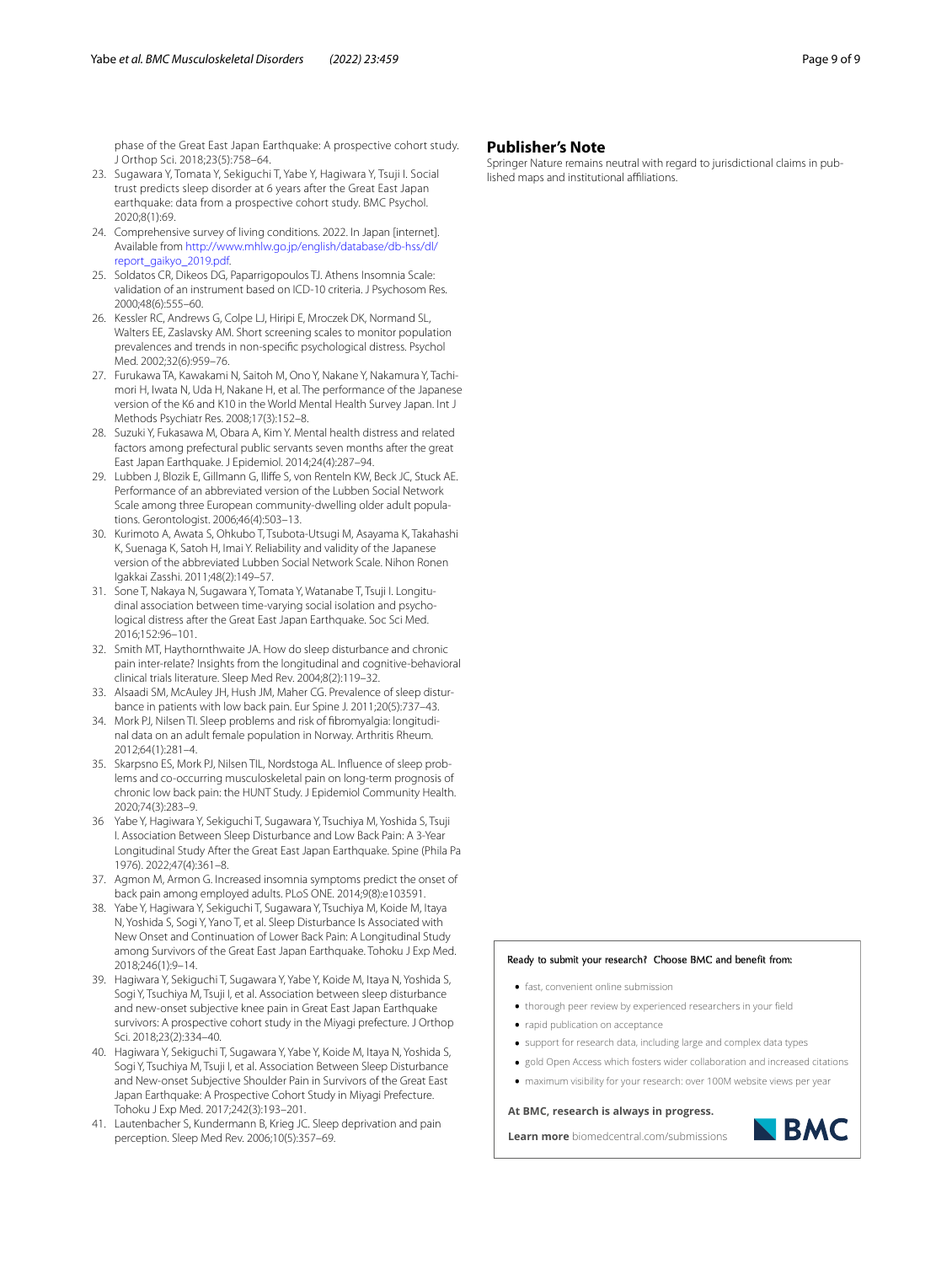phase of the Great East Japan Earthquake: A prospective cohort study. J Orthop Sci. 2018;23(5):758–64.

23. Sugawara Y, Tomata Y, Sekiguchi T, Yabe Y, Hagiwara Y, Tsuji I. Social trust predicts sleep disorder at 6 years after the Great East Japan earthquake: data from a prospective cohort study. BMC Psychol. 2020;8(1):69.
24. Comprehensive survey of living conditions. 2022. In Japan [internet]. Available from http://www.mhlw.go.jp/english/database/db-hss/dl/report_gaikyo_2019.pdf.
25. Soldatos CR, Dikeos DG, Paparrigopoulos TJ. Athens Insomnia Scale: validation of an instrument based on ICD-10 criteria. J Psychosom Res. 2000;48(6):555–60.
26. Kessler RC, Andrews G, Colpe LJ, Hiripi E, Mroczek DK, Normand SL, Walters EE, Zaslavsky AM. Short screening scales to monitor population prevalences and trends in non-specific psychological distress. Psychol Med. 2002;32(6):959–76.
27. Furukawa TA, Kawakami N, Saitoh M, Ono Y, Nakane Y, Nakamura Y, Tachimori H, Iwata N, Uda H, Nakane H, et al. The performance of the Japanese version of the K6 and K10 in the World Mental Health Survey Japan. Int J Methods Psychiatr Res. 2008;17(3):152–8.
28. Suzuki Y, Fukasawa M, Obara A, Kim Y. Mental health distress and related factors among prefectural public servants seven months after the great East Japan Earthquake. J Epidemiol. 2014;24(4):287–94.
29. Lubben J, Blozik E, Gillmann G, Iliffe S, von Renteln KW, Beck JC, Stuck AE. Performance of an abbreviated version of the Lubben Social Network Scale among three European community-dwelling older adult populations. Gerontologist. 2006;46(4):503–13.
30. Kurimoto A, Awata S, Ohkubo T, Tsubota-Utsugi M, Asayama K, Takahashi K, Suenaga K, Satoh H, Imai Y. Reliability and validity of the Japanese version of the abbreviated Lubben Social Network Scale. Nihon Ronen Igakkai Zasshi. 2011;48(2):149–57.
31. Sone T, Nakaya N, Sugawara Y, Tomata Y, Watanabe T, Tsuji I. Longitudinal association between time-varying social isolation and psychological distress after the Great East Japan Earthquake. Soc Sci Med. 2016;152:96–101.
32. Smith MT, Haythornthwaite JA. How do sleep disturbance and chronic pain inter-relate? Insights from the longitudinal and cognitive-behavioral clinical trials literature. Sleep Med Rev. 2004;8(2):119–32.
33. Alsaadi SM, McAuley JH, Hush JM, Maher CG. Prevalence of sleep disturbance in patients with low back pain. Eur Spine J. 2011;20(5):737–43.
34. Mork PJ, Nilsen TI. Sleep problems and risk of fibromyalgia: longitudinal data on an adult female population in Norway. Arthritis Rheum. 2012;64(1):281–4.
35. Skarpsno ES, Mork PJ, Nilsen TIL, Nordstoga AL. Influence of sleep problems and co-occurring musculoskeletal pain on long-term prognosis of chronic low back pain: the HUNT Study. J Epidemiol Community Health. 2020;74(3):283–9.
36. Yabe Y, Hagiwara Y, Sekiguchi T, Sugawara Y, Tsuchiya M, Yoshida S, Tsuji I. Association Between Sleep Disturbance and Low Back Pain: A 3-Year Longitudinal Study After the Great East Japan Earthquake. Spine (Phila Pa 1976). 2022;47(4):361–8.
37. Agmon M, Armon G. Increased insomnia symptoms predict the onset of back pain among employed adults. PLoS ONE. 2014;9(8):e103591.
38. Yabe Y, Hagiwara Y, Sekiguchi T, Sugawara Y, Tsuchiya M, Koide M, Itaya N, Yoshida S, Sogi Y, Yano T, et al. Sleep Disturbance Is Associated with New Onset and Continuation of Lower Back Pain: A Longitudinal Study among Survivors of the Great East Japan Earthquake. Tohoku J Exp Med. 2018;246(1):9–14.
39. Hagiwara Y, Sekiguchi T, Sugawara Y, Yabe Y, Koide M, Itaya N, Yoshida S, Sogi Y, Tsuchiya M, Tsuji I, et al. Association between sleep disturbance and new-onset subjective knee pain in Great East Japan Earthquake survivors: A prospective cohort study in the Miyagi prefecture. J Orthop Sci. 2018;23(2):334–40.
40. Hagiwara Y, Sekiguchi T, Sugawara Y, Yabe Y, Koide M, Itaya N, Yoshida S, Sogi Y, Tsuchiya M, Tsuji I, et al. Association Between Sleep Disturbance and New-onset Subjective Shoulder Pain in Survivors of the Great East Japan Earthquake: A Prospective Cohort Study in Miyagi Prefecture. Tohoku J Exp Med. 2017;242(3):193–201.
41. Lautenbacher S, Kundermann B, Krieg JC. Sleep deprivation and pain perception. Sleep Med Rev. 2006;10(5):357–69.

## Publisher's Note

Springer Nature remains neutral with regard to jurisdictional claims in published maps and institutional affiliations.

Ready to submit your research? Choose BMC and benefit from:

- fast, convenient online submission
- thorough peer review by experienced researchers in your field
- rapid publication on acceptance
- support for research data, including large and complex data types
- gold Open Access which fosters wider collaboration and increased citations
- maximum visibility for your research: over 100M website views per year

**At BMC, research is always in progress.**

**Learn more** biomedcentral.com/submissions

BMC